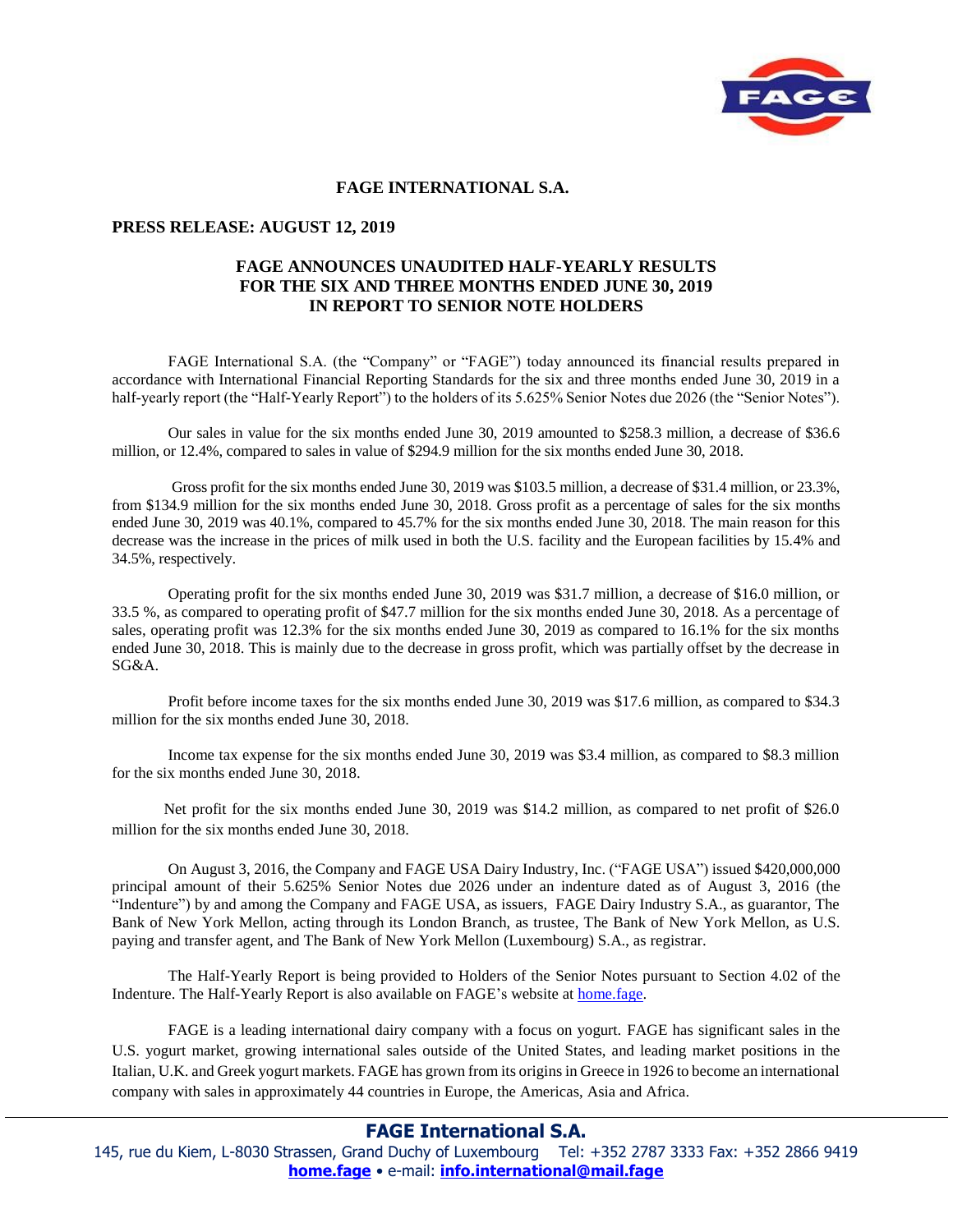# FAGE INTERNATIONAL S.A.

**PRESS RELEASE: AUGUST 12, 2019**

## FAGE ANNOUNCES UNAUDITED HALF-YEARLY RESULTS FOR THE SIX AND THREE MONTHS ENDED JUNE 30, 2019 IN REPORT TO SENIOR NOTE HOLDERS

FAGE International S.A. (the "Company" or "FAGE") today announced its financial results prepared in accordance with International Financial Reporting Standards for the six and three months ended June 30, 2019 in a half-yearly report (the "Half-Yearly Report") to the holders of its 5.625% Senior Notes due 2026 (the "Senior Notes").

Our sales in value for the six months ended June 30, 2019 amounted to $258.3 million, a decrease of $36.6 million, or 12.4%, compared to sales in value of $294.9 million for the six months ended June 30, 2018.

Gross profit for the six months ended June 30, 2019 was $103.5 million, a decrease of $31.4 million, or 23.3%, from $134.9 million for the six months ended June 30, 2018. Gross profit as a percentage of sales for the six months ended June 30, 2019 was 40.1%, compared to 45.7% for the six months ended June 30, 2018. The main reason for this decrease was the increase in the prices of milk used in both the U.S. facility and the European facilities by 15.4% and 34.5%, respectively.

Operating profit for the six months ended June 30, 2019 was $31.7 million, a decrease of $16.0 million, or 33.5 %, as compared to operating profit of $47.7 million for the six months ended June 30, 2018. As a percentage of sales, operating profit was 12.3% for the six months ended June 30, 2019 as compared to 16.1% for the six months ended June 30, 2018. This is mainly due to the decrease in gross profit, which was partially offset by the decrease in SG&A.

Profit before income taxes for the six months ended June 30, 2019 was $17.6 million, as compared to $34.3 million for the six months ended June 30, 2018.

Income tax expense for the six months ended June 30, 2019 was $3.4 million, as compared to $8.3 million for the six months ended June 30, 2018.

Net profit for the six months ended June 30, 2019 was $14.2 million, as compared to net profit of $26.0 million for the six months ended June 30, 2018.

On August 3, 2016, the Company and FAGE USA Dairy Industry, Inc. ("FAGE USA") issued $420,000,000 principal amount of their 5.625% Senior Notes due 2026 under an indenture dated as of August 3, 2016 (the "Indenture") by and among the Company and FAGE USA, as issuers, FAGE Dairy Industry S.A., as guarantor, The Bank of New York Mellon, acting through its London Branch, as trustee, The Bank of New York Mellon, as U.S. paying and transfer agent, and The Bank of New York Mellon (Luxembourg) S.A., as registrar.

The Half-Yearly Report is being provided to Holders of the Senior Notes pursuant to Section 4.02 of the Indenture. The Half-Yearly Report is also available on FAGE's website at home.fage.

FAGE is a leading international dairy company with a focus on yogurt. FAGE has significant sales in the U.S. yogurt market, growing international sales outside of the United States, and leading market positions in the Italian, U.K. and Greek yogurt markets. FAGE has grown from its origins in Greece in 1926 to become an international company with sales in approximately 44 countries in Europe, the Americas, Asia and Africa.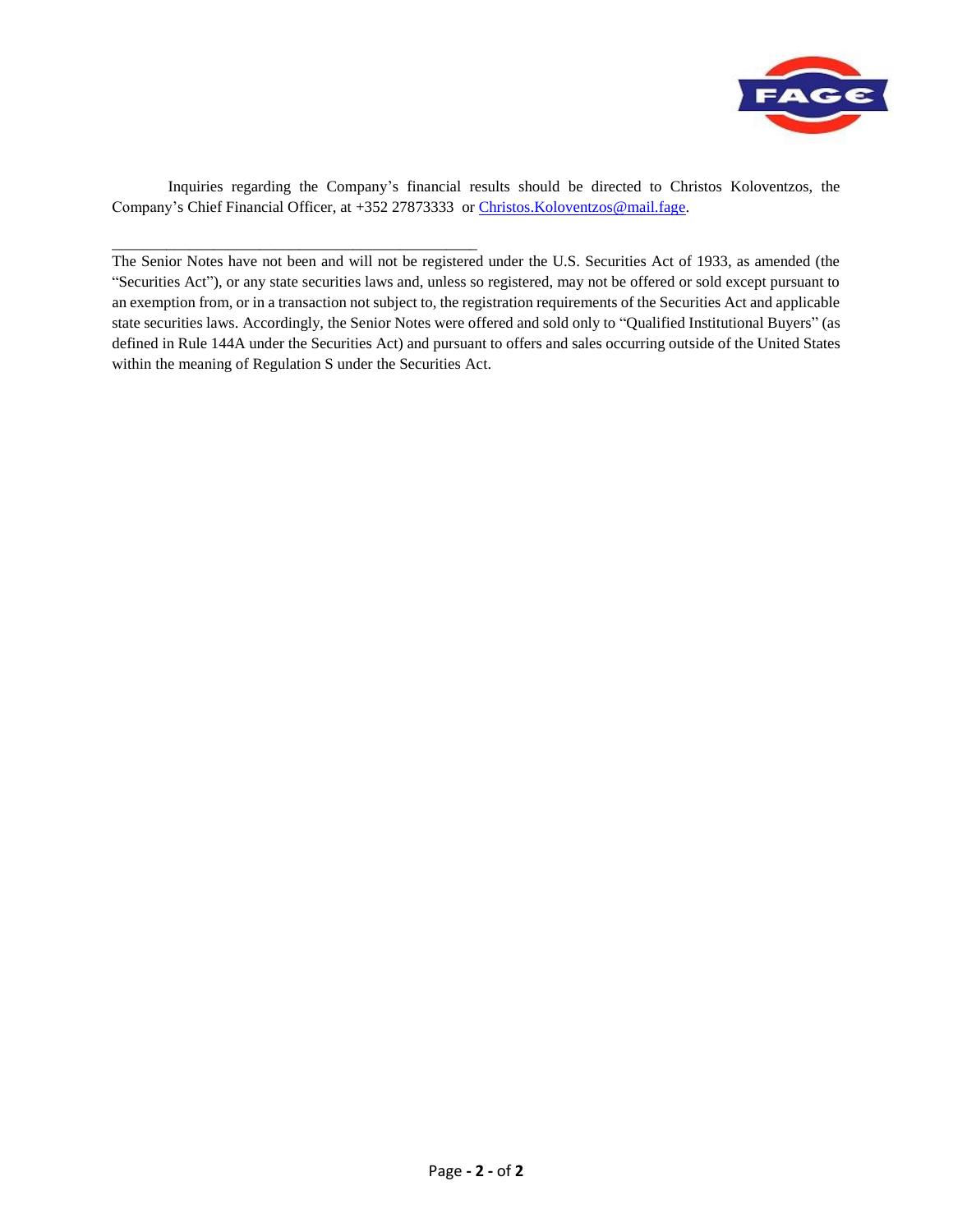Inquiries regarding the Company's financial results should be directed to Christos Koloventzos, the Company's Chief Financial Officer, at +352 27873333 or [Christos.Koloventzos@mail.fage](mailto:Christos.Koloventzos@mail.fage).

---

The Senior Notes have not been and will not be registered under the U.S. Securities Act of 1933, as amended (the "Securities Act"), or any state securities laws and, unless so registered, may not be offered or sold except pursuant to an exemption from, or in a transaction not subject to, the registration requirements of the Securities Act and applicable state securities laws. Accordingly, the Senior Notes were offered and sold only to "Qualified Institutional Buyers" (as defined in Rule 144A under the Securities Act) and pursuant to offers and sales occurring outside of the United States within the meaning of Regulation S under the Securities Act.